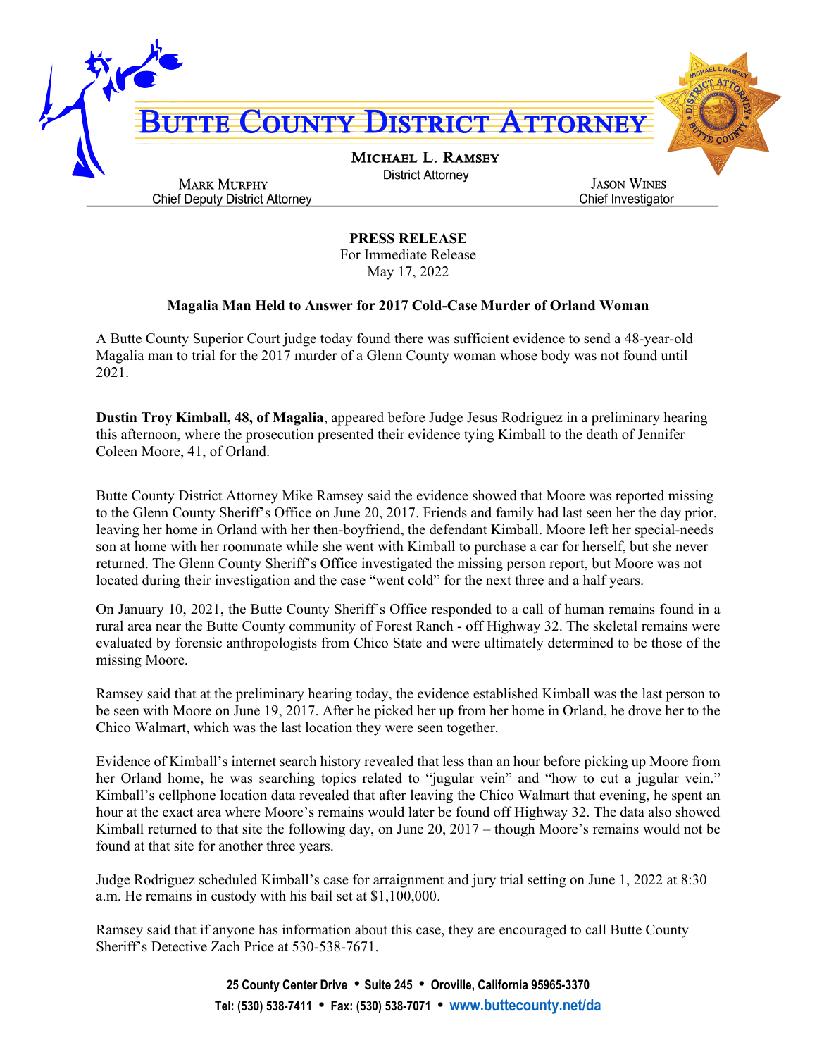# Butte County District Attorney

**Michael L. Ramsey**
District Attorney

**Mark Murphy**
Chief Deputy District Attorney

**Jason Wines**
Chief Investigator

**PRESS RELEASE**
For Immediate Release
May 17, 2022

## Magalia Man Held to Answer for 2017 Cold-Case Murder of Orland Woman

A Butte County Superior Court judge today found there was sufficient evidence to send a 48-year-old Magalia man to trial for the 2017 murder of a Glenn County woman whose body was not found until 2021.

**Dustin Troy Kimball, 48, of Magalia**, appeared before Judge Jesus Rodriguez in a preliminary hearing this afternoon, where the prosecution presented their evidence tying Kimball to the death of Jennifer Coleen Moore, 41, of Orland.

Butte County District Attorney Mike Ramsey said the evidence showed that Moore was reported missing to the Glenn County Sheriff's Office on June 20, 2017. Friends and family had last seen her the day prior, leaving her home in Orland with her then-boyfriend, the defendant Kimball. Moore left her special-needs son at home with her roommate while she went with Kimball to purchase a car for herself, but she never returned. The Glenn County Sheriff's Office investigated the missing person report, but Moore was not located during their investigation and the case "went cold" for the next three and a half years.

On January 10, 2021, the Butte County Sheriff's Office responded to a call of human remains found in a rural area near the Butte County community of Forest Ranch - off Highway 32. The skeletal remains were evaluated by forensic anthropologists from Chico State and were ultimately determined to be those of the missing Moore.

Ramsey said that at the preliminary hearing today, the evidence established Kimball was the last person to be seen with Moore on June 19, 2017. After he picked her up from her home in Orland, he drove her to the Chico Walmart, which was the last location they were seen together.

Evidence of Kimball's internet search history revealed that less than an hour before picking up Moore from her Orland home, he was searching topics related to "jugular vein" and "how to cut a jugular vein." Kimball's cellphone location data revealed that after leaving the Chico Walmart that evening, he spent an hour at the exact area where Moore's remains would later be found off Highway 32. The data also showed Kimball returned to that site the following day, on June 20, 2017 – though Moore's remains would not be found at that site for another three years.

Judge Rodriguez scheduled Kimball's case for arraignment and jury trial setting on June 1, 2022 at 8:30 a.m. He remains in custody with his bail set at $1,100,000.

Ramsey said that if anyone has information about this case, they are encouraged to call Butte County Sheriff's Detective Zach Price at 530-538-7671.

**25 County Center Drive • Suite 245 • Oroville, California 95965-3370**
**Tel: (530) 538-7411 • Fax: (530) 538-7071 • www.buttecounty.net/da**